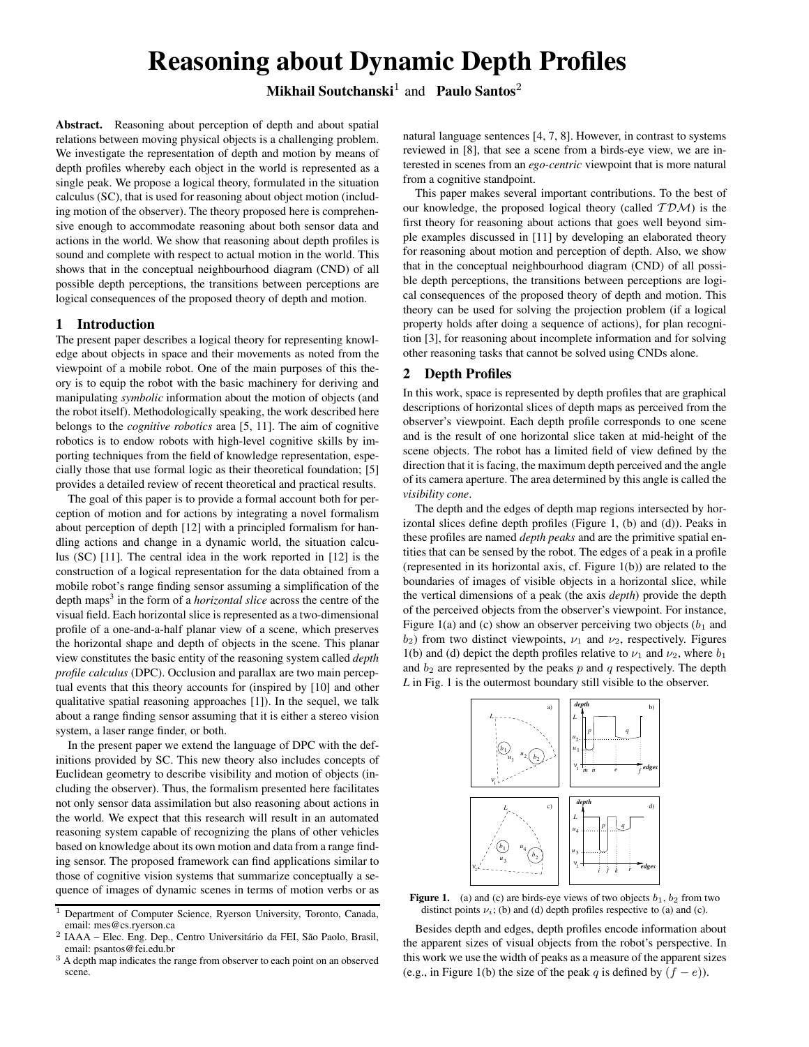# Reasoning about Dynamic Depth Profiles

**Mikhail Soutchanski**[1] and **Paulo Santos**[2]

**Abstract.** Reasoning about perception of depth and about spatial relations between moving physical objects is a challenging problem. We investigate the representation of depth and motion by means of depth profiles whereby each object in the world is represented as a single peak. We propose a logical theory, formulated in the situation calculus (SC), that is used for reasoning about object motion (including motion of the observer). The theory proposed here is comprehensive enough to accommodate reasoning about both sensor data and actions in the world. We show that reasoning about depth profiles is sound and complete with respect to actual motion in the world. This shows that in the conceptual neighbourhood diagram (CND) of all possible depth perceptions, the transitions between perceptions are logical consequences of the proposed theory of depth and motion.

## 1 Introduction

The present paper describes a logical theory for representing knowledge about objects in space and their movements as noted from the viewpoint of a mobile robot. One of the main purposes of this theory is to equip the robot with the basic machinery for deriving and manipulating *symbolic* information about the motion of objects (and the robot itself). Methodologically speaking, the work described here belongs to the *cognitive robotics* area [5, 11]. The aim of cognitive robotics is to endow robots with high-level cognitive skills by importing techniques from the field of knowledge representation, especially those that use formal logic as their theoretical foundation; [5] provides a detailed review of recent theoretical and practical results.

The goal of this paper is to provide a formal account both for perception of motion and for actions by integrating a novel formalism about perception of depth [12] with a principled formalism for handling actions and change in a dynamic world, the situation calculus (SC) [11]. The central idea in the work reported in [12] is the construction of a logical representation for the data obtained from a mobile robot's range finding sensor assuming a simplification of the depth maps[3] in the form of a *horizontal slice* across the centre of the visual field. Each horizontal slice is represented as a two-dimensional profile of a one-and-a-half planar view of a scene, which preserves the horizontal shape and depth of objects in the scene. This planar view constitutes the basic entity of the reasoning system called *depth profile calculus* (DPC). Occlusion and parallax are two main perceptual events that this theory accounts for (inspired by [10] and other qualitative spatial reasoning approaches [1]). In the sequel, we talk about a range finding sensor assuming that it is either a stereo vision system, a laser range finder, or both.

In the present paper we extend the language of DPC with the definitions provided by SC. This new theory also includes concepts of Euclidean geometry to describe visibility and motion of objects (including the observer). Thus, the formalism presented here facilitates not only sensor data assimilation but also reasoning about actions in the world. We expect that this research will result in an automated reasoning system capable of recognizing the plans of other vehicles based on knowledge about its own motion and data from a range finding sensor. The proposed framework can find applications similar to those of cognitive vision systems that summarize conceptually a sequence of images of dynamic scenes in terms of motion verbs or as natural language sentences [4, 7, 8]. However, in contrast to systems reviewed in [8], that see a scene from a birds-eye view, we are interested in scenes from an *ego-centric* viewpoint that is more natural from a cognitive standpoint.

This paper makes several important contributions. To the best of our knowledge, the proposed logical theory (called $\mathcal{TDM}$) is the first theory for reasoning about actions that goes well beyond simple examples discussed in [11] by developing an elaborated theory for reasoning about motion and perception of depth. Also, we show that in the conceptual neighbourhood diagram (CND) of all possible depth perceptions, the transitions between perceptions are logical consequences of the proposed theory of depth and motion. This theory can be used for solving the projection problem (if a logical property holds after doing a sequence of actions), for plan recognition [3], for reasoning about incomplete information and for solving other reasoning tasks that cannot be solved using CNDs alone.

## 2 Depth Profiles

In this work, space is represented by depth profiles that are graphical descriptions of horizontal slices of depth maps as perceived from the observer's viewpoint. Each depth profile corresponds to one scene and is the result of one horizontal slice taken at mid-height of the scene objects. The robot has a limited field of view defined by the direction that it is facing, the maximum depth perceived and the angle of its camera aperture. The area determined by this angle is called the *visibility cone*.

The depth and the edges of depth map regions intersected by horizontal slices define depth profiles (Figure 1, (b) and (d)). Peaks in these profiles are named *depth peaks* and are the primitive spatial entities that can be sensed by the robot. The edges of a peak in a profile (represented in its horizontal axis, cf. Figure 1(b)) are related to the boundaries of images of visible objects in a horizontal slice, while the vertical dimensions of a peak (the axis *depth*) provide the depth of the perceived objects from the observer's viewpoint. For instance, Figure 1(a) and (c) show an observer perceiving two objects ($b_1$ and $b_2$) from two distinct viewpoints, $\nu_1$ and $\nu_2$, respectively. Figures 1(b) and (d) depict the depth profiles relative to $\nu_1$ and $\nu_2$, where $b_1$ and $b_2$ are represented by the peaks $p$ and $q$ respectively. The depth $L$ in Fig. 1 is the outermost boundary still visible to the observer.

**Figure 1.** (a) and (c) are birds-eye views of two objects $b_1$, $b_2$ from two distinct points $\nu_i$; (b) and (d) depth profiles respective to (a) and (c).

Besides depth and edges, depth profiles encode information about the apparent sizes of visual objects from the robot's perspective. In this work we use the width of peaks as a measure of the apparent sizes (e.g., in Figure 1(b) the size of the peak $q$ is defined by $(f - e)$).

[1] Department of Computer Science, Ryerson University, Toronto, Canada, email: mes@cs.ryerson.ca

[2] IAAA – Elec. Eng. Dep., Centro Universitário da FEI, São Paolo, Brasil, email: psantos@fei.edu.br

[3] A depth map indicates the range from observer to each point on an observed scene.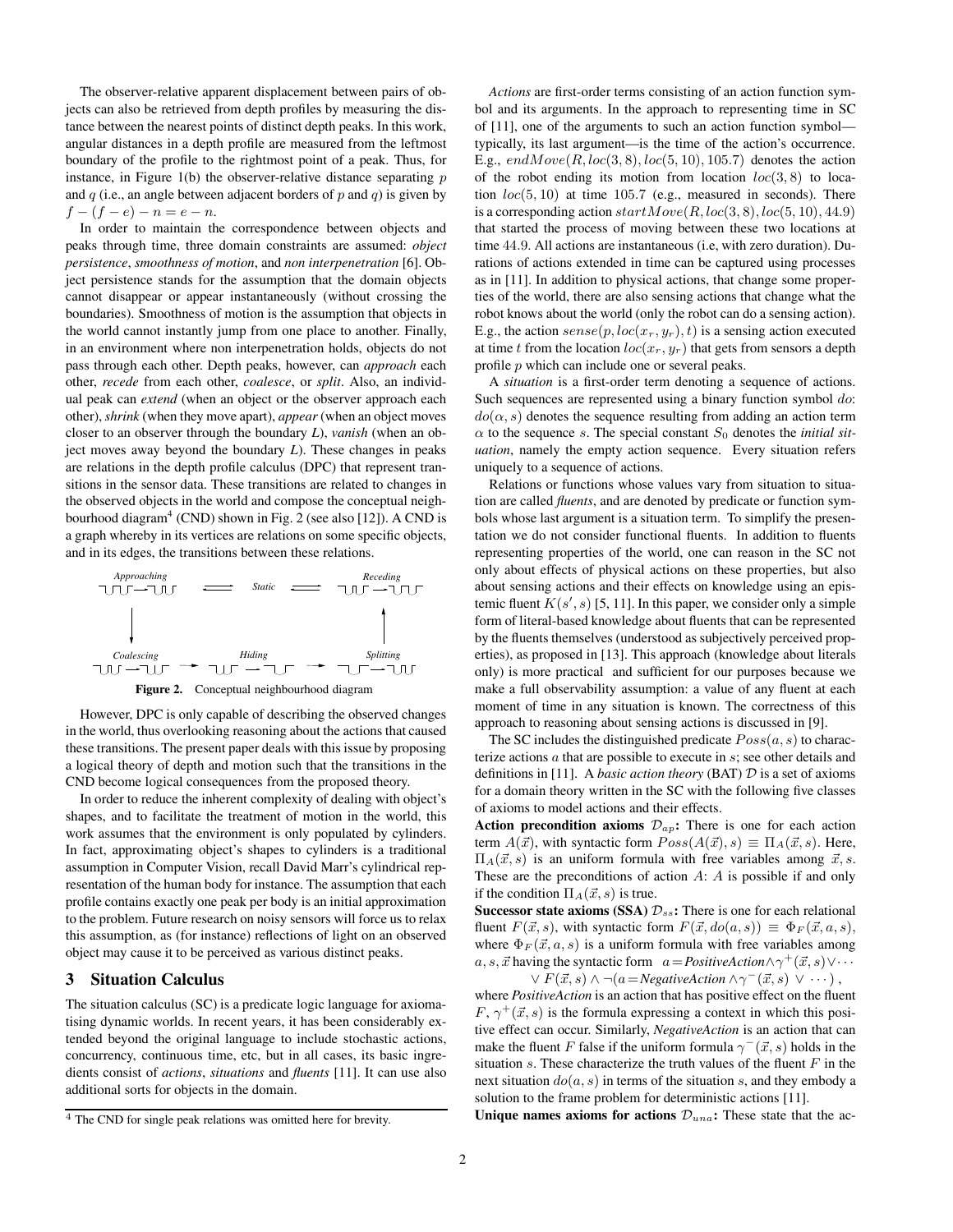The observer-relative apparent displacement between pairs of objects can also be retrieved from depth profiles by measuring the distance between the nearest points of distinct depth peaks. In this work, angular distances in a depth profile are measured from the leftmost boundary of the profile to the rightmost point of a peak. Thus, for instance, in Figure 1(b) the observer-relative distance separating $p$ and $q$ (i.e., an angle between adjacent borders of $p$ and $q$) is given by $f - (f - e) - n = e - n$.

In order to maintain the correspondence between objects and peaks through time, three domain constraints are assumed: *object persistence*, *smoothness of motion*, and *non interpenetration* [6]. Object persistence stands for the assumption that the domain objects cannot disappear or appear instantaneously (without crossing the boundaries). Smoothness of motion is the assumption that objects in the world cannot instantly jump from one place to another. Finally, in an environment where non interpenetration holds, objects do not pass through each other. Depth peaks, however, can *approach* each other, *recede* from each other, *coalesce*, or *split*. Also, an individual peak can *extend* (when an object or the observer approach each other), *shrink* (when they move apart), *appear* (when an object moves closer to an observer through the boundary *L*), *vanish* (when an object moves away beyond the boundary *L*). These changes in peaks are relations in the depth profile calculus (DPC) that represent transitions in the sensor data. These transitions are related to changes in the observed objects in the world and compose the conceptual neighbourhood diagram[4] (CND) shown in Fig. 2 (see also [12]). A CND is a graph whereby in its vertices are relations on some specific objects, and in its edges, the transitions between these relations.

*Approaching* — *Static* — *Receding*

*Coalescing* — *Hiding* — *Splitting*

**Figure 2.** Conceptual neighbourhood diagram

However, DPC is only capable of describing the observed changes in the world, thus overlooking reasoning about the actions that caused these transitions. The present paper deals with this issue by proposing a logical theory of depth and motion such that the transitions in the CND become logical consequences from the proposed theory.

In order to reduce the inherent complexity of dealing with object's shapes, and to facilitate the treatment of motion in the world, this work assumes that the environment is only populated by cylinders. In fact, approximating object's shapes to cylinders is a traditional assumption in Computer Vision, recall David Marr's cylindrical representation of the human body for instance. The assumption that each profile contains exactly one peak per body is an initial approximation to the problem. Future research on noisy sensors will force us to relax this assumption, as (for instance) reflections of light on an observed object may cause it to be perceived as various distinct peaks.

## 3 Situation Calculus

The situation calculus (SC) is a predicate logic language for axiomatising dynamic worlds. In recent years, it has been considerably extended beyond the original language to include stochastic actions, concurrency, continuous time, etc, but in all cases, its basic ingredients consist of *actions*, *situations* and *fluents* [11]. It can use also additional sorts for objects in the domain.

*Actions* are first-order terms consisting of an action function symbol and its arguments. In the approach to representing time in SC of [11], one of the arguments to such an action function symbol—typically, its last argument—is the time of the action's occurrence. E.g., $endMove(R, loc(3, 8), loc(5, 10), 105.7)$ denotes the action of the robot ending its motion from location $loc(3, 8)$ to location $loc(5, 10)$ at time 105.7 (e.g., measured in seconds). There is a corresponding action $startMove(R, loc(3, 8), loc(5, 10), 44.9)$ that started the process of moving between these two locations at time 44.9. All actions are instantaneous (i.e, with zero duration). Durations of actions extended in time can be captured using processes as in [11]. In addition to physical actions, that change some properties of the world, there are also sensing actions that change what the robot knows about the world (only the robot can do a sensing action). E.g., the action $sense(p, loc(x_r, y_r), t)$ is a sensing action executed at time $t$ from the location $loc(x_r, y_r)$ that gets from sensors a depth profile $p$ which can include one or several peaks.

A *situation* is a first-order term denoting a sequence of actions. Such sequences are represented using a binary function symbol $do$: $do(\alpha, s)$ denotes the sequence resulting from adding an action term $\alpha$ to the sequence $s$. The special constant $S_0$ denotes the *initial situation*, namely the empty action sequence. Every situation refers uniquely to a sequence of actions.

Relations or functions whose values vary from situation to situation are called *fluents*, and are denoted by predicate or function symbols whose last argument is a situation term. To simplify the presentation we do not consider functional fluents. In addition to fluents representing properties of the world, one can reason in the SC not only about effects of physical actions on these properties, but also about sensing actions and their effects on knowledge using an epistemic fluent $K(s', s)$ [5, 11]. In this paper, we consider only a simple form of literal-based knowledge about fluents that can be represented by the fluents themselves (understood as subjectively perceived properties), as proposed in [13]. This approach (knowledge about literals only) is more practical and sufficient for our purposes because we make a full observability assumption: a value of any fluent at each moment of time in any situation is known. The correctness of this approach to reasoning about sensing actions is discussed in [9].

The SC includes the distinguished predicate $Poss(a, s)$ to characterize actions $a$ that are possible to execute in $s$; see other details and definitions in [11]. A *basic action theory* (BAT) $\mathcal{D}$ is a set of axioms for a domain theory written in the SC with the following five classes of axioms to model actions and their effects.

**Action precondition axioms $\mathcal{D}_{ap}$:** There is one for each action term $A(\vec{x})$, with syntactic form $Poss(A(\vec{x}), s) \equiv \Pi_A(\vec{x}, s)$. Here, $\Pi_A(\vec{x}, s)$ is an uniform formula with free variables among $\vec{x}, s$. These are the preconditions of action $A$: $A$ is possible if and only if the condition $\Pi_A(\vec{x}, s)$ is true.

**Successor state axioms (SSA) $\mathcal{D}_{ss}$:** There is one for each relational fluent $F(\vec{x}, s)$, with syntactic form $F(\vec{x}, do(a, s)) \equiv \Phi_F(\vec{x}, a, s)$, where $\Phi_F(\vec{x}, a, s)$ is a uniform formula with free variables among $a, s, \vec{x}$ having the syntactic form $a = \textit{PositiveAction} \wedge \gamma^+(\vec{x}, s) \vee \cdots \vee F(\vec{x}, s) \wedge \neg(a = \textit{NegativeAction} \wedge \gamma^-(\vec{x}, s) \vee \cdots)$,

where *PositiveAction* is an action that has positive effect on the fluent $F$, $\gamma^+(\vec{x}, s)$ is the formula expressing a context in which this positive effect can occur. Similarly, *NegativeAction* is an action that can make the fluent $F$ false if the uniform formula $\gamma^-(\vec{x}, s)$ holds in the situation $s$. These characterize the truth values of the fluent $F$ in the next situation $do(a, s)$ in terms of the situation $s$, and they embody a solution to the frame problem for deterministic actions [11].

**Unique names axioms for actions $\mathcal{D}_{una}$:** These state that the ac-

[4] The CND for single peak relations was omitted here for brevity.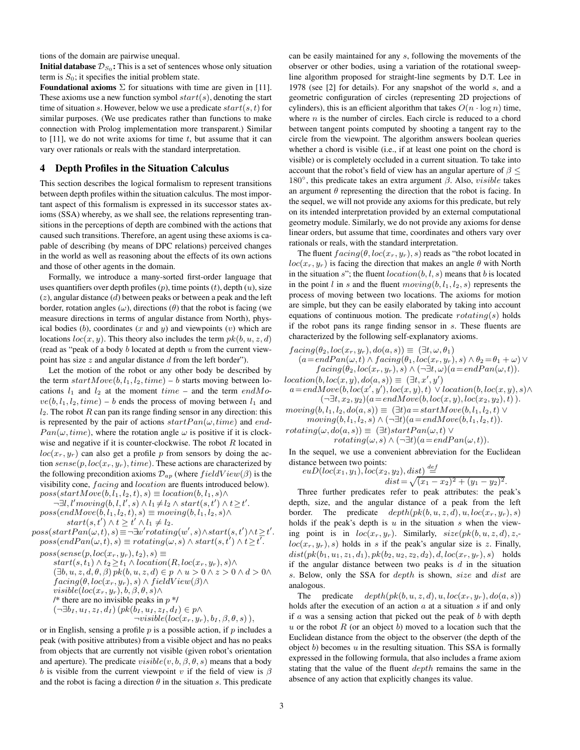tions of the domain are pairwise unequal.

**Initial database $\mathcal{D}_{S_0}$:** This is a set of sentences whose only situation term is $S_0$; it specifies the initial problem state.

**Foundational axioms** $\Sigma$ for situations with time are given in [11]. These axioms use a new function symbol $start(s)$, denoting the start time of situation $s$. However, below we use a predicate $start(s,t)$ for similar purposes. (We use predicates rather than functions to make connection with Prolog implementation more transparent.) Similar to [11], we do not write axioms for time $t$, but assume that it can vary over rationals or reals with the standard interpretation.

## 4 Depth Profiles in the Situation Calculus

This section describes the logical formalism to represent transitions between depth profiles within the situation calculus. The most important aspect of this formalism is expressed in its successor states axioms (SSA) whereby, as we shall see, the relations representing transitions in the perceptions of depth are combined with the actions that caused such transitions. Therefore, an agent using these axioms is capable of describing (by means of DPC relations) perceived changes in the world as well as reasoning about the effects of its own actions and those of other agents in the domain.

Formally, we introduce a many-sorted first-order language that uses quantifiers over depth profiles ($p$), time points ($t$), depth ($u$), size ($z$), angular distance ($d$) between peaks or between a peak and the left border, rotation angles ($\omega$), directions ($\theta$) that the robot is facing (we measure directions in terms of angular distance from North), physical bodies ($b$), coordinates ($x$ and $y$) and viewpoints ($v$) which are locations $loc(x,y)$. This theory also includes the term $pk(b,u,z,d)$ (read as "peak of a body $b$ located at depth $u$ from the current viewpoint has size $z$ and angular distance $d$ from the left border").

Let the motion of the robot or any other body be described by the term $startMove(b,l_1,l_2,time)$ – $b$ starts moving between locations $l_1$ and $l_2$ at the moment $time$ – and the term $endMove(b,l_1,l_2,time)$ – $b$ ends the process of moving between $l_1$ and $l_2$. The robot $R$ can pan its range finding sensor in any direction: this is represented by the pair of actions $startPan(\omega,time)$ and $endPan(\omega,time)$, where the rotation angle $\omega$ is positive if it is clockwise and negative if it is counter-clockwise. The robot $R$ located in $loc(x_r,y_r)$ can also get a profile $p$ from sensors by doing the action $sense(p,loc(x_r,y_r),time)$. These actions are characterized by the following precondition axioms $\mathcal{D}_{ap}$ (where $fieldView(\beta)$ is the visibility cone, $facing$ and $location$ are fluents introduced below).

$$
\begin{array}{l}
poss(startMove(b,l_1,l_2,t),s) \equiv location(b,l_1,s) \wedge \\
\quad \neg\exists l,l' moving(b,l,l',s) \wedge l_1 \neq l_2 \wedge start(s,t') \wedge t \geq t'.\\
poss(endMove(b,l_1,l_2,t),s) \equiv moving(b,l_1,l_2,s) \wedge \\
\quad\quad start(s,t') \wedge t \geq t' \wedge l_1 \neq l_2.\\
poss(startPan(\omega,t),s) \equiv \neg\exists w' rotating(w',s) \wedge start(s,t') \wedge t \geq t'.\\
poss(endPan(\omega,t),s) \equiv rotating(\omega,s) \wedge start(s,t') \wedge t \geq t'.\\
poss(sense(p,loc(x_r,y_r),t_2),s) \equiv \\
\quad start(s,t_1) \wedge t_2 \geq t_1 \wedge location(R,loc(x_r,y_r),s) \wedge \\
\quad (\exists b,u,z,d,\theta,\beta)\, pk(b,u,z,d) \in p \wedge u>0 \wedge z>0 \wedge d>0 \wedge \\
\quad facing(\theta,loc(x_r,y_r),s) \wedge fieldView(\beta) \wedge \\
\quad visible(loc(x_r,y_r),b,\beta,\theta,s) \wedge \\
\quad \text{/* there are no invisible peaks in } p \text{ */} \\
\quad (\neg\exists b_I,u_I,z_I,d_I)\, (pk(b_I,u_I,z_I,d_I) \in p \wedge \\
\quad\quad\quad \neg visible(loc(x_r,y_r),b_I,\beta,\theta,s)\,),
\end{array}
$$

or in English, sensing a profile $p$ is a possible action, if $p$ includes a peak (with positive attributes) from a visible object and has no peaks from objects that are currently not visible (given robot's orientation and aperture). The predicate $visible(v,b,\beta,\theta,s)$ means that a body $b$ is visible from the current viewpoint $v$ if the field of view is $\beta$ and the robot is facing a direction $\theta$ in the situation $s$. This predicate can be easily maintained for any $s$, following the movements of the observer or other bodies, using a variation of the rotational sweep-line algorithm proposed for straight-line segments by D.T. Lee in 1978 (see [2] for details). For any snapshot of the world $s$, and a geometric configuration of circles (representing 2D projections of cylinders), this is an efficient algorithm that takes $O(n \cdot \log n)$ time, where $n$ is the number of circles. Each circle is reduced to a chord between tangent points computed by shooting a tangent ray to the circle from the viewpoint. The algorithm answers boolean queries whether a chord is visible (i.e., if at least one point on the chord is visible) or is completely occluded in a current situation. To take into account that the robot's field of view has an angular aperture of $\beta \leq 180^\circ$, this predicate takes an extra argument $\beta$. Also, $visible$ takes an argument $\theta$ representing the direction that the robot is facing. In the sequel, we will not provide any axioms for this predicate, but rely on its intended interpretation provided by an external computational geometry module. Similarly, we do not provide any axioms for dense linear orders, but assume that time, coordinates and others vary over rationals or reals, with the standard interpretation.

The fluent $facing(\theta,loc(x_r,y_r),s)$ reads as "the robot located in $loc(x_r,y_r)$ is facing the direction that makes an angle $\theta$ with North in the situation $s$"; the fluent $location(b,l,s)$ means that $b$ is located in the point $l$ in $s$ and the fluent $moving(b,l_1,l_2,s)$ represents the process of moving between two locations. The axioms for motion are simple, but they can be easily elaborated by taking into account equations of continuous motion. The predicate $rotating(s)$ holds if the robot pans its range finding sensor in $s$. These fluents are characterized by the following self-explanatory axioms.

$$
\begin{array}{l}
facing(\theta_2,loc(x_r,y_r),do(a,s)) \equiv (\exists t,\omega,\theta_1) \\
\quad (a = endPan(\omega,t) \wedge facing(\theta_1,loc(x_r,y_r),s) \wedge \theta_2 = \theta_1 + \omega) \vee \\
\quad\quad facing(\theta_2,loc(x_r,y_r),s) \wedge (\neg\exists t,\omega)(a = endPan(\omega,t)).\\
location(b,loc(x,y),do(a,s)) \equiv (\exists t,x',y') \\
\quad a = endMove(b,loc(x',y'),loc(x,y),t) \vee location(b,loc(x,y),s) \wedge \\
\quad\quad (\neg\exists t,x_2,y_2)(a = endMove(b,loc(x,y),loc(x_2,y_2),t)\,).\\
moving(b,l_1,l_2,do(a,s)) \equiv (\exists t) a = startMove(b,l_1,l_2,t) \vee \\
\quad\quad moving(b,l_1,l_2,s) \wedge (\neg\exists t)(a = endMove(b,l_1,l_2,t)).\\
rotating(\omega,do(a,s)) \equiv (\exists t) startPan(\omega,t) \vee \\
\quad\quad rotating(\omega,s) \wedge (\neg\exists t)(a = endPan(\omega,t)).
\end{array}
$$

In the sequel, we use a convenient abbreviation for the Euclidean distance between two points:

$$
euD(loc(x_1,y_1),loc(x_2,y_2),dist) \stackrel{def}{=} dist = \sqrt{(x_1-x_2)^2 + (y_1-y_2)^2}.
$$

Three further predicates refer to peak attributes: the peak's depth, size, and the angular distance of a peak from the left border. The predicate $depth(pk(b,u,z,d),u,loc(x_r,y_r),s)$ holds if the peak's depth is $u$ in the situation $s$ when the viewing point is in $loc(x_r,y_r)$. Similarly, $size(pk(b,u,z,d),z,loc(x_r,y_r),s)$ holds in $s$ if the peak's angular size is $z$. Finally, $dist(pk(b_1,u_1,z_1,d_1),pk(b_2,u_2,z_2,d_2),d,loc(x_r,y_r),s)$ holds if the angular distance between two peaks is $d$ in the situation $s$. Below, only the SSA for $depth$ is shown, $size$ and $dist$ are analogous.

The predicate $depth(pk(b,u,z,d),u,loc(x_r,y_r),do(a,s))$ holds after the execution of an action $a$ at a situation $s$ if and only if $a$ was a sensing action that picked out the peak of $b$ with depth $u$ or the robot $R$ (or an object $b$) moved to a location such that the Euclidean distance from the object to the observer (the depth of the object $b$) becomes $u$ in the resulting situation. This SSA is formally expressed in the following formula, that also includes a frame axiom stating that the value of the fluent $depth$ remains the same in the absence of any action that explicitly changes its value.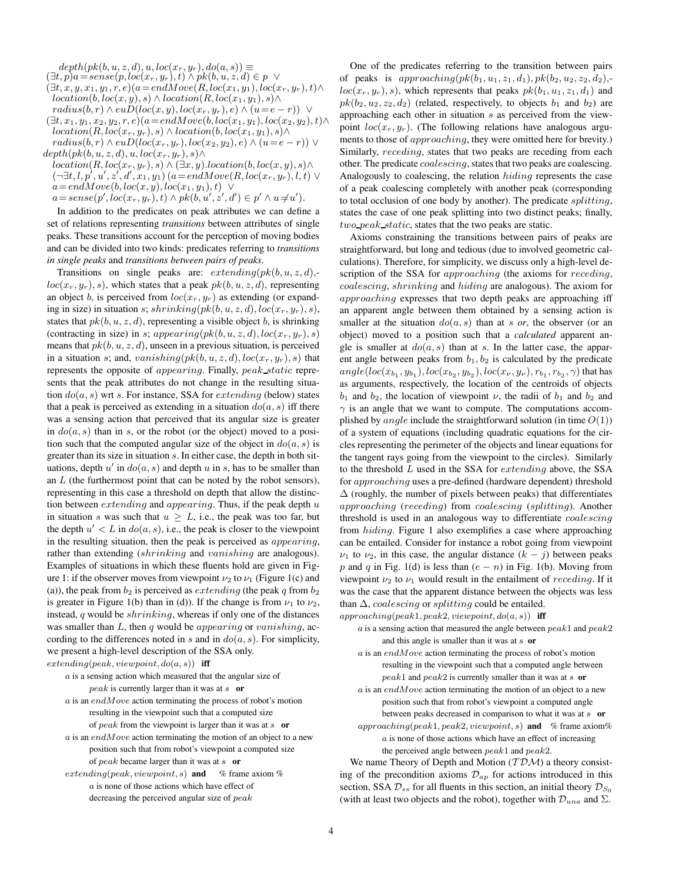$$
\begin{aligned}
&depth(pk(b,u,z,d),u,loc(x_r,y_r),do(a,s)) \equiv \\
&(\exists t,p)a = sense(p,loc(x_r,y_r),t) \wedge pk(b,u,z,d) \in p \;\vee \\
&(\exists t,x,y,x_1,y_1,r,e)(a = endMove(R,loc(x_1,y_1),loc(x_r,y_r),t) \wedge \\
&\quad location(b,loc(x,y),s) \wedge location(R,loc(x_1,y_1),s) \wedge \\
&\quad radius(b,r) \wedge euD(loc(x,y),loc(x_r,y_r),e) \wedge (u = e - r)) \;\vee \\
&(\exists t,x_1,y_1,x_2,y_2,r,e)(a = endMove(b,loc(x_1,y_1),loc(x_2,y_2),t) \wedge \\
&\quad location(R,loc(x_r,y_r),s) \wedge location(b,loc(x_1,y_1),s) \wedge \\
&\quad radius(b,r) \wedge euD(loc(x_r,y_r),loc(x_2,y_2),e) \wedge (u = e - r)) \vee \\
&depth(pk(b,u,z,d),u,loc(x_r,y_r),s) \wedge \\
&\quad location(R,loc(x_r,y_r),s) \wedge (\exists x,y).location(b,loc(x,y),s) \wedge \\
&\quad (\neg\exists t,l,p',u',z',d',x_1,y_1)\,(a = endMove(R,loc(x_r,y_r),l,t) \vee \\
&\quad a = endMove(b,loc(x,y),loc(x_1,y_1),t) \;\vee \\
&\quad a = sense(p',loc(x_r,y_r),t) \wedge pk(b,u',z',d') \in p' \wedge u \neq u').
\end{aligned}
$$

In addition to the predicates on peak attributes we can define a set of relations representing *transitions* between attributes of single peaks. These transitions account for the perception of moving bodies and can be divided into two kinds: predicates referring to *transitions in single peaks* and *transitions between pairs of peaks*.

Transitions on single peaks are: $extending(pk(b,u,z,d), loc(x_r,y_r),s)$, which states that a peak $pk(b,u,z,d)$, representing an object $b$, is perceived from $loc(x_r,y_r)$ as extending (or expanding in size) in situation $s$; $shrinking(pk(b,u,z,d),loc(x_r,y_r),s)$, states that $pk(b,u,z,d)$, representing a visible object $b$, is shrinking (contracting in size) in $s$; $appearing(pk(b,u,z,d),loc(x_r,y_r),s)$ means that $pk(b,u,z,d)$, unseen in a previous situation, is perceived in a situation $s$; and, $vanishing(pk(b,u,z,d),loc(x_r,y_r),s)$ that represents the opposite of $appearing$. Finally, $peak\_static$ represents that the peak attributes do not change in the resulting situation $do(a,s)$ wrt $s$. For instance, SSA for $extending$ (below) states that a peak is perceived as extending in a situation $do(a,s)$ iff there was a sensing action that perceived that its angular size is greater in $do(a,s)$ than in $s$, or the robot (or the object) moved to a position such that the computed angular size of the object in $do(a,s)$ is greater than its size in situation $s$. In either case, the depth in both situations, depth $u'$ in $do(a,s)$ and depth $u$ in $s$, has to be smaller than an $L$ (the furthermost point that can be noted by the robot sensors), representing in this case a threshold on depth that allow the distinction between $extending$ and $appearing$. Thus, if the peak depth $u$ in situation $s$ was such that $u \geq L$, i.e., the peak was too far, but the depth $u' < L$ in $do(a,s)$, i.e., the peak is closer to the viewpoint in the resulting situation, then the peak is perceived as $appearing$, rather than extending ($shrinking$ and $vanishing$ are analogous). Examples of situations in which these fluents hold are given in Figure 1: if the observer moves from viewpoint $\nu_2$ to $\nu_1$ (Figure 1(c) and (a)), the peak from $b_2$ is perceived as $extending$ (the peak $q$ from $b_2$ is greater in Figure 1(b) than in (d)). If the change is from $\nu_1$ to $\nu_2$, instead, $q$ would be $shrinking$, whereas if only one of the distances was smaller than $L$, then $q$ would be $appearing$ or $vanishing$, according to the differences noted in $s$ and in $do(a,s)$. For simplicity, we present a high-level description of the SSA only.

$extending(peak, viewpoint, do(a,s))$ **iff**

- $a$ is a sensing action which measured that the angular size of $peak$ is currently larger than it was at $s$ **or**
- $a$ is an $endMove$ action terminating the process of robot's motion resulting in the viewpoint such that a computed size of $peak$ from the viewpoint is larger than it was at $s$ **or**
- $a$ is an $endMove$ action terminating the motion of an object to a new position such that from robot's viewpoint a computed size of $peak$ became larger than it was at $s$ **or**
- $extending(peak, viewpoint, s)$ **and** % frame axiom %
  $a$ is none of those actions which have effect of decreasing the perceived angular size of $peak$

One of the predicates referring to the transition between pairs of peaks is $approaching(pk(b_1,u_1,z_1,d_1),pk(b_2,u_2,z_2,d_2), loc(x_r,y_r),s)$, which represents that peaks $pk(b_1,u_1,z_1,d_1)$ and $pk(b_2,u_2,z_2,d_2)$ (related, respectively, to objects $b_1$ and $b_2$) are approaching each other in situation $s$ as perceived from the viewpoint $loc(x_r,y_r)$. (The following relations have analogous arguments to those of $approaching$, they were omitted here for brevity.) Similarly, $receding$, states that two peaks are receding from each other. The predicate $coalescing$, states that two peaks are coalescing. Analogously to coalescing, the relation $hiding$ represents the case of a peak coalescing completely with another peak (corresponding to total occlusion of one body by another). The predicate $splitting$, states the case of one peak splitting into two distinct peaks; finally, $two\_peak\_static$, states that the two peaks are static.

Axioms constraining the transitions between pairs of peaks are straightforward, but long and tedious (due to involved geometric calculations). Therefore, for simplicity, we discuss only a high-level description of the SSA for $approaching$ (the axioms for $receding$, $coalescing$, $shrinking$ and $hiding$ are analogous). The axiom for $approaching$ expresses that two depth peaks are approaching iff an apparent angle between them obtained by a sensing action is smaller at the situation $do(a,s)$ than at $s$ *or*, the observer (or an object) moved to a position such that a *calculated* apparent angle is smaller at $do(a,s)$ than at $s$. In the latter case, the apparent angle between peaks from $b_1, b_2$ is calculated by the predicate $angle(loc(x_{b_1},y_{b_1}),loc(x_{b_2},y_{b_2}),loc(x_\nu,y_\nu),r_{b_1},r_{b_2},\gamma)$ that has as arguments, respectively, the location of the centroids of objects $b_1$ and $b_2$, the location of viewpoint $\nu$, the radii of $b_1$ and $b_2$ and $\gamma$ is an angle that we want to compute. The computations accomplished by $angle$ include the straightforward solution (in time $O(1)$) of a system of equations (including quadratic equations for the circles representing the perimeter of the objects and linear equations for the tangent rays going from the viewpoint to the circles). Similarly to the threshold $L$ used in the SSA for $extending$ above, the SSA for $approaching$ uses a pre-defined (hardware dependent) threshold $\Delta$ (roughly, the number of pixels between peaks) that differentiates $approaching$ ($receding$) from $coalescing$ ($splitting$). Another threshold is used in an analogous way to differentiate $coalescing$ from $hiding$. Figure 1 also exemplifies a case where approaching can be entailed. Consider for instance a robot going from viewpoint $\nu_1$ to $\nu_2$, in this case, the angular distance $(k-j)$ between peaks $p$ and $q$ in Fig. 1(d) is less than $(e-n)$ in Fig. 1(b). Moving from viewpoint $\nu_2$ to $\nu_1$ would result in the entailment of $receding$. If it was the case that the apparent distance between the objects was less than $\Delta$, $coalescing$ or $splitting$ could be entailed.

$approaching(peak1, peak2, viewpoint, do(a,s))$ **iff**

- $a$ is a sensing action that measured the angle between $peak1$ and $peak2$ and this angle is smaller than it was at $s$ **or**
- $a$ is an $endMove$ action terminating the process of robot's motion resulting in the viewpoint such that a computed angle between $peak1$ and $peak2$ is currently smaller than it was at $s$ **or**
- $a$ is an $endMove$ action terminating the motion of an object to a new position such that from robot's viewpoint a computed angle between peaks decreased in comparison to what it was at $s$ **or**
- $approaching(peak1, peak2, viewpoint, s)$ **and** % frame axiom%
  $a$ is none of those actions which have an effect of increasing the perceived angle between $peak1$ and $peak2$.

We name Theory of Depth and Motion ($\mathcal{TDM}$) a theory consisting of the precondition axioms $\mathcal{D}_{ap}$ for actions introduced in this section, SSA $\mathcal{D}_{ss}$ for all fluents in this section, an initial theory $\mathcal{D}_{S_0}$ (with at least two objects and the robot), together with $\mathcal{D}_{una}$ and $\Sigma$.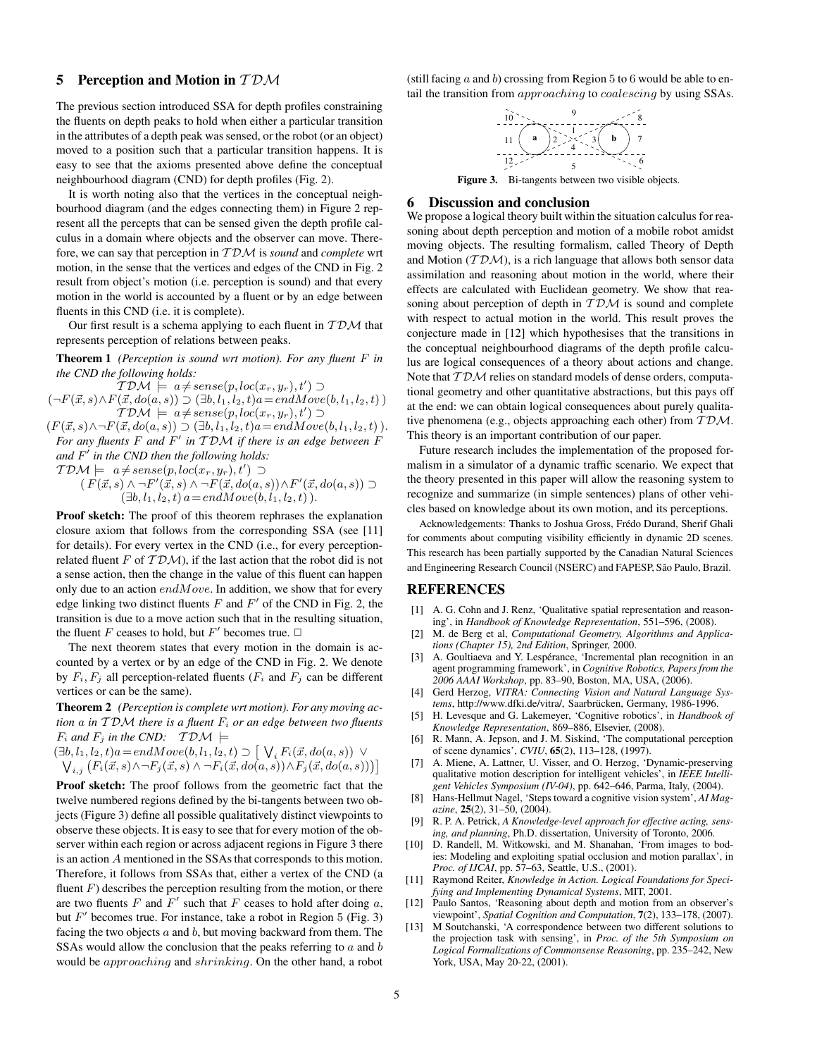## 5 Perception and Motion in $\mathcal{TDM}$

The previous section introduced SSA for depth profiles constraining the fluents on depth peaks to hold when either a particular transition in the attributes of a depth peak was sensed, or the robot (or an object) moved to a position such that a particular transition happens. It is easy to see that the axioms presented above define the conceptual neighbourhood diagram (CND) for depth profiles (Fig. 2).

It is worth noting also that the vertices in the conceptual neighbourhood diagram (and the edges connecting them) in Figure 2 represent all the percepts that can be sensed given the depth profile calculus in a domain where objects and the observer can move. Therefore, we can say that perception in $\mathcal{TDM}$ is *sound* and *complete* wrt motion, in the sense that the vertices and edges of the CND in Fig. 2 result from object's motion (i.e. perception is sound) and that every motion in the world is accounted by a fluent or by an edge between fluents in this CND (i.e. it is complete).

Our first result is a schema applying to each fluent in $\mathcal{TDM}$ that represents perception of relations between peaks.

**Theorem 1** *(Perception is sound wrt motion). For any fluent $F$ in the CND the following holds:*

$$\mathcal{TDM} \models a \neq sense(p, loc(x_r, y_r), t') \supset$$
$$(\neg F(\vec{x}, s) \wedge F(\vec{x}, do(a, s)) \supset (\exists b, l_1, l_2, t) a = endMove(b, l_1, l_2, t))$$
$$\mathcal{TDM} \models a \neq sense(p, loc(x_r, y_r), t') \supset$$
$$(F(\vec{x}, s) \wedge \neg F(\vec{x}, do(a, s)) \supset (\exists b, l_1, l_2, t) a = endMove(b, l_1, l_2, t)).$$

*For any fluents $F$ and $F'$ in $\mathcal{TDM}$ if there is an edge between $F$ and $F'$ in the CND then the following holds:*

$$\mathcal{TDM} \models a \neq sense(p, loc(x_r, y_r), t') \supset$$
$$(F(\vec{x}, s) \wedge \neg F'(\vec{x}, s) \wedge \neg F(\vec{x}, do(a, s)) \wedge F'(\vec{x}, do(a, s)) \supset$$
$$(\exists b, l_1, l_2, t) a = endMove(b, l_1, l_2, t)).$$

**Proof sketch:** The proof of this theorem rephrases the explanation closure axiom that follows from the corresponding SSA (see [11] for details). For every vertex in the CND (i.e., for every perception-related fluent $F$ of $\mathcal{TDM}$), if the last action that the robot did is not a sense action, then the change in the value of this fluent can happen only due to an action $endMove$. In addition, we show that for every edge linking two distinct fluents $F$ and $F'$ of the CND in Fig. 2, the transition is due to a move action such that in the resulting situation, the fluent $F$ ceases to hold, but $F'$ becomes true. □

The next theorem states that every motion in the domain is accounted by a vertex or by an edge of the CND in Fig. 2. We denote by $F_i, F_j$ all perception-related fluents ($F_i$ and $F_j$ can be different vertices or can be the same).

**Theorem 2** *(Perception is complete wrt motion). For any moving action $a$ in $\mathcal{TDM}$ there is a fluent $F_i$ or an edge between two fluents $F_i$ and $F_j$ in the CND:* $\mathcal{TDM} \models$

$$(\exists b, l_1, l_2, t) a = endMove(b, l_1, l_2, t) \supset \left[ \bigvee_i F_i(\vec{x}, do(a, s)) \vee \right.$$
$$\left. \bigvee_{i,j} \left(F_i(\vec{x}, s) \wedge \neg F_j(\vec{x}, s) \wedge \neg F_i(\vec{x}, do(a, s)) \wedge F_j(\vec{x}, do(a, s))\right)\right]$$

**Proof sketch:** The proof follows from the geometric fact that the twelve numbered regions defined by the bi-tangents between two objects (Figure 3) define all possible qualitatively distinct viewpoints to observe these objects. It is easy to see that for every motion of the observer within each region or across adjacent regions in Figure 3 there is an action $A$ mentioned in the SSAs that corresponds to this motion. Therefore, it follows from SSAs that, either a vertex of the CND (a fluent $F$) describes the perception resulting from the motion, or there are two fluents $F$ and $F'$ such that $F$ ceases to hold after doing $a$, but $F'$ becomes true. For instance, take a robot in Region 5 (Fig. 3) facing the two objects $a$ and $b$, but moving backward from them. The SSAs would allow the conclusion that the peaks referring to $a$ and $b$ would be *approaching* and *shrinking*. On the other hand, a robot (still facing $a$ and $b$) crossing from Region 5 to 6 would be able to entail the transition from *approaching* to *coalescing* by using SSAs.

10 9 8
11 a 2 1 4 3 b 7
12 5 6

**Figure 3.** Bi-tangents between two visible objects.

## 6 Discussion and conclusion

We propose a logical theory built within the situation calculus for reasoning about depth perception and motion of a mobile robot amidst moving objects. The resulting formalism, called Theory of Depth and Motion ($\mathcal{TDM}$), is a rich language that allows both sensor data assimilation and reasoning about motion in the world, where their effects are calculated with Euclidean geometry. We show that reasoning about perception of depth in $\mathcal{TDM}$ is sound and complete with respect to actual motion in the world. This result proves the conjecture made in [12] which hypothesises that the transitions in the conceptual neighbourhood diagrams of the depth profile calculus are logical consequences of a theory about actions and change. Note that $\mathcal{TDM}$ relies on standard models of dense orders, computational geometry and other quantitative abstractions, but this pays off at the end: we can obtain logical consequences about purely qualitative phenomena (e.g., objects approaching each other) from $\mathcal{TDM}$. This theory is an important contribution of our paper.

Future research includes the implementation of the proposed formalism in a simulator of a dynamic traffic scenario. We expect that the theory presented in this paper will allow the reasoning system to recognize and summarize (in simple sentences) plans of other vehicles based on knowledge about its own motion, and its perceptions.

Acknowledgements: Thanks to Joshua Gross, Frédo Durand, Sherif Ghali for comments about computing visibility efficiently in dynamic 2D scenes. This research has been partially supported by the Canadian Natural Sciences and Engineering Research Council (NSERC) and FAPESP, São Paulo, Brazil.

## REFERENCES

[1] A. G. Cohn and J. Renz, 'Qualitative spatial representation and reasoning', in *Handbook of Knowledge Representation*, 551–596, (2008).

[2] M. de Berg et al, *Computational Geometry, Algorithms and Applications (Chapter 15), 2nd Edition*, Springer, 2000.

[3] A. Goultiaeva and Y. Lespérance, 'Incremental plan recognition in an agent programming framework', in *Cognitive Robotics, Papers from the 2006 AAAI Workshop*, pp. 83–90, Boston, MA, USA, (2006).

[4] Gerd Herzog, *VITRA: Connecting Vision and Natural Language Systems*, http://www.dfki.de/vitra/, Saarbrücken, Germany, 1986-1996.

[5] H. Levesque and G. Lakemeyer, 'Cognitive robotics', in *Handbook of Knowledge Representation*, 869–886, Elsevier, (2008).

[6] R. Mann, A. Jepson, and J. M. Siskind, 'The computational perception of scene dynamics', *CVIU*, **65**(2), 113–128, (1997).

[7] A. Miene, A. Lattner, U. Visser, and O. Herzog, 'Dynamic-preserving qualitative motion description for intelligent vehicles', in *IEEE Intelligent Vehicles Symposium (IV-04)*, pp. 642–646, Parma, Italy, (2004).

[8] Hans-Hellmut Nagel, 'Steps toward a cognitive vision system', *AI Magazine*, **25**(2), 31–50, (2004).

[9] R. P. A. Petrick, *A Knowledge-level approach for effective acting, sensing, and planning*, Ph.D. dissertation, University of Toronto, 2006.

[10] D. Randell, M. Witkowski, and M. Shanahan, 'From images to bodies: Modeling and exploiting spatial occlusion and motion parallax', in *Proc. of IJCAI*, pp. 57–63, Seattle, U.S., (2001).

[11] Raymond Reiter, *Knowledge in Action. Logical Foundations for Specifying and Implementing Dynamical Systems*, MIT, 2001.

[12] Paulo Santos, 'Reasoning about depth and motion from an observer's viewpoint', *Spatial Cognition and Computation*, **7**(2), 133–178, (2007).

[13] M Soutchanski, 'A correspondence between two different solutions to the projection task with sensing', in *Proc. of the 5th Symposium on Logical Formalizations of Commonsense Reasoning*, pp. 235–242, New York, USA, May 20-22, (2001).